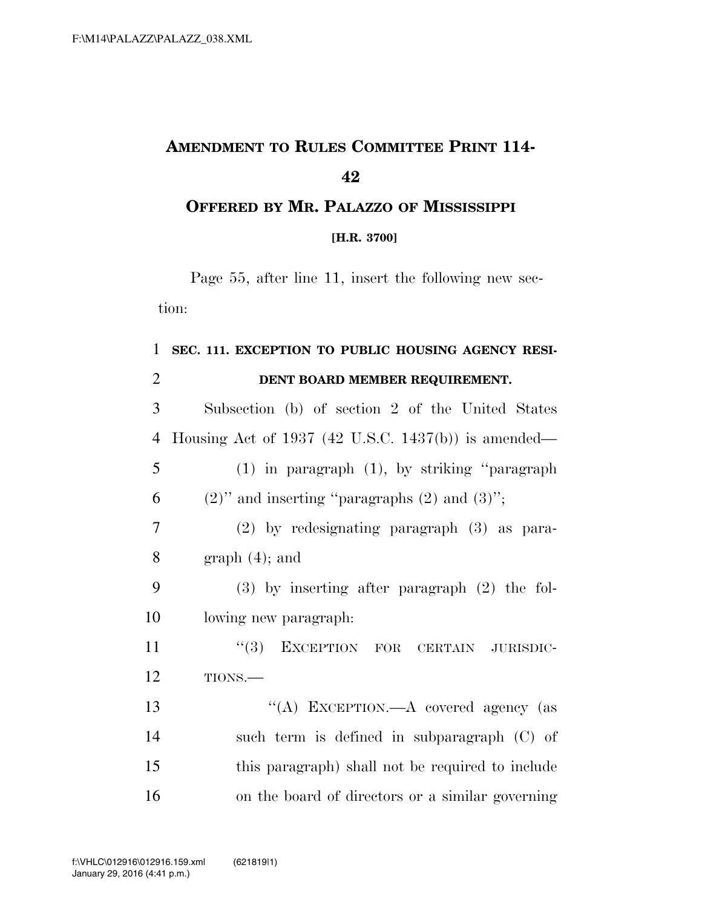# AMENDMENT TO RULES COMMITTEE PRINT 114-42

## OFFERED BY MR. PALAZZO OF MISSISSIPPI

**[H.R. 3700]**

Page 55, after line 11, insert the following new section:

**SEC. 111. EXCEPTION TO PUBLIC HOUSING AGENCY RESIDENT BOARD MEMBER REQUIREMENT.**

Subsection (b) of section 2 of the United States Housing Act of 1937 (42 U.S.C. 1437(b)) is amended—

(1) in paragraph (1), by striking "paragraph (2)" and inserting "paragraphs (2) and (3)";

(2) by redesignating paragraph (3) as paragraph (4); and

(3) by inserting after paragraph (2) the following new paragraph:

"(3) EXCEPTION FOR CERTAIN JURISDICTIONS.—

"(A) EXCEPTION.—A covered agency (as such term is defined in subparagraph (C) of this paragraph) shall not be required to include on the board of directors or a similar governing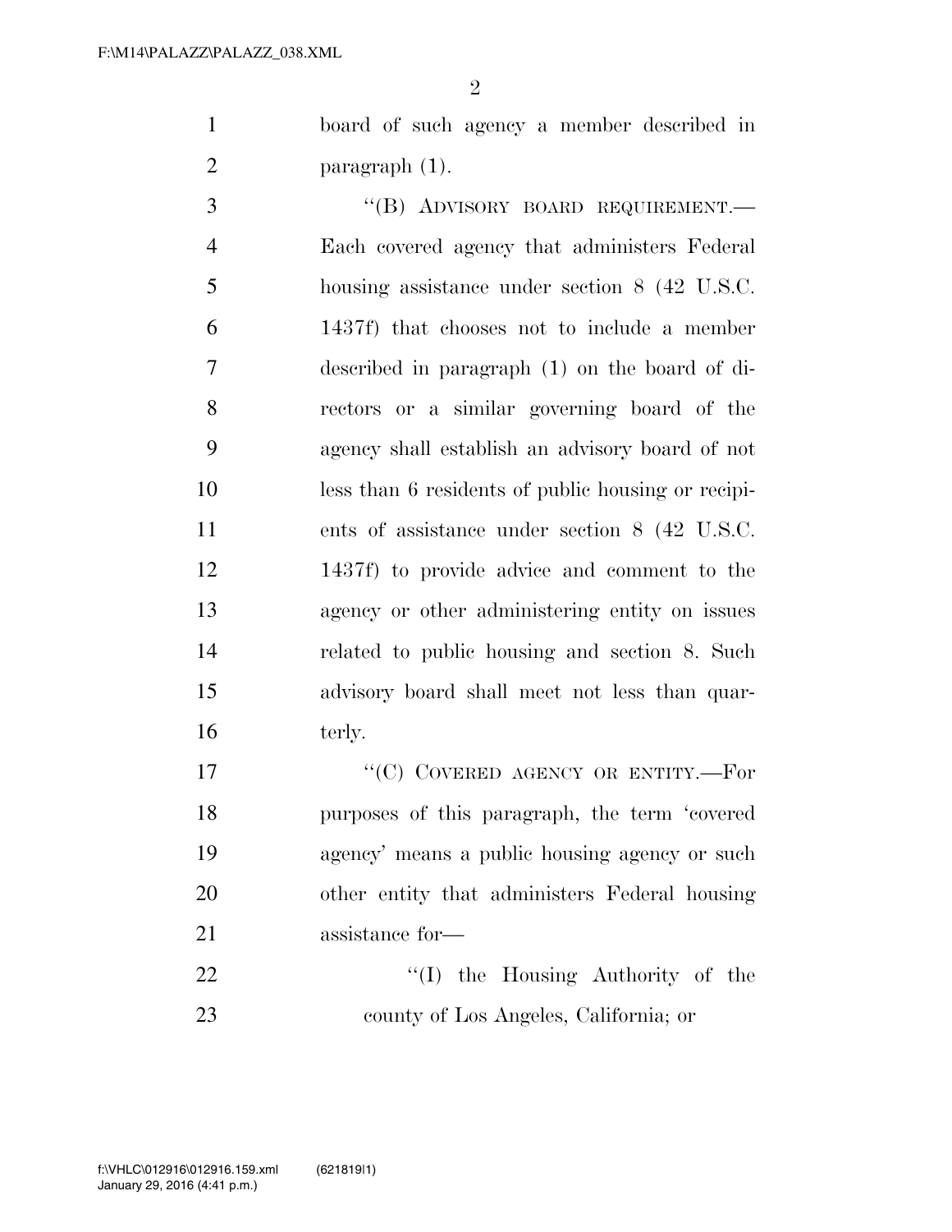board of such agency a member described in paragraph (1).

"(B) ADVISORY BOARD REQUIREMENT.—Each covered agency that administers Federal housing assistance under section 8 (42 U.S.C. 1437f) that chooses not to include a member described in paragraph (1) on the board of directors or a similar governing board of the agency shall establish an advisory board of not less than 6 residents of public housing or recipients of assistance under section 8 (42 U.S.C. 1437f) to provide advice and comment to the agency or other administering entity on issues related to public housing and section 8. Such advisory board shall meet not less than quarterly.

"(C) COVERED AGENCY OR ENTITY.—For purposes of this paragraph, the term 'covered agency' means a public housing agency or such other entity that administers Federal housing assistance for—

"(I) the Housing Authority of the county of Los Angeles, California; or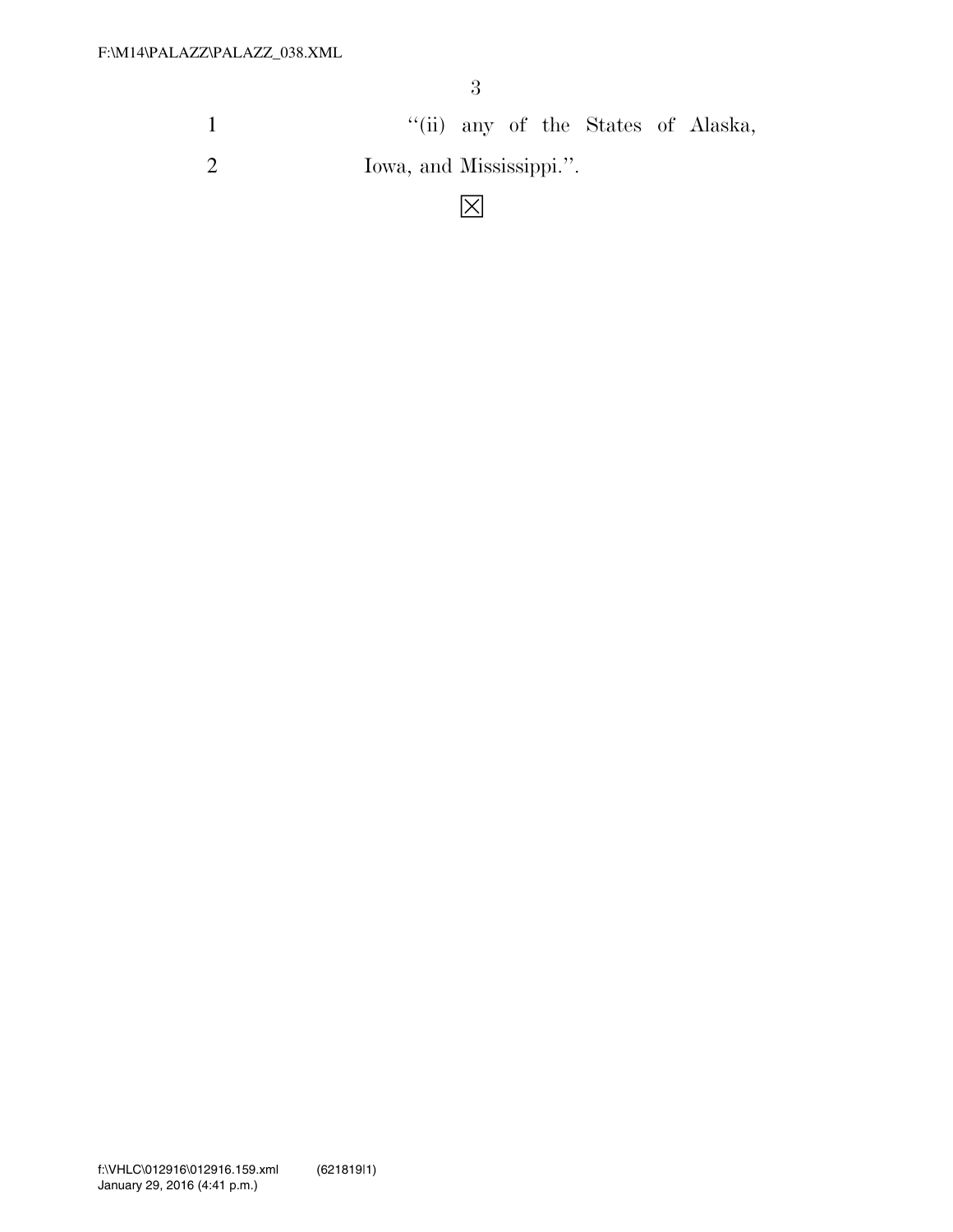"(ii) any of the States of Alaska, Iowa, and Mississippi.".